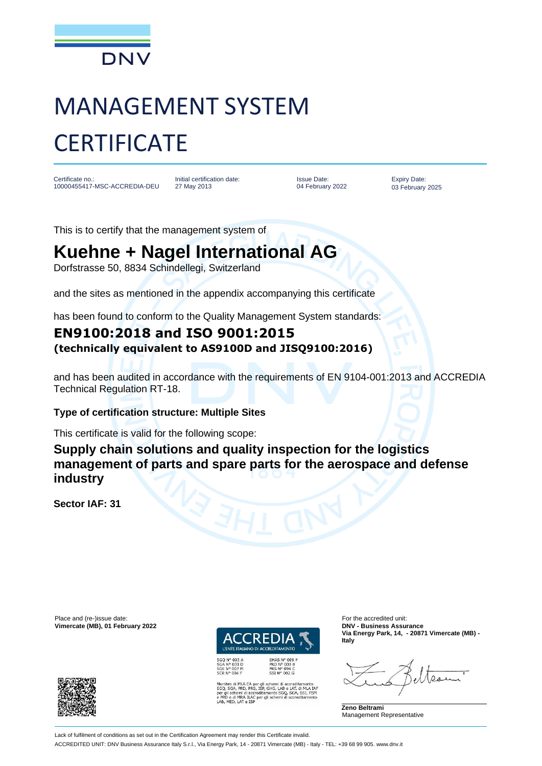DNV

# MANAGEMENT SYSTEM CERTIFICATE

| Certificate no.: | Initial certification date: | Issue Date: | Expiry Date: |
|---|---|---|---|
| 10000455417-MSC-ACCREDIA-DEU | 27 May 2013 | 04 February 2022 | 03 February 2025 |

This is to certify that the management system of

## Kuehne + Nagel International AG

Dorfstrasse 50, 8834 Schindellegi, Switzerland

and the sites as mentioned in the appendix accompanying this certificate

has been found to conform to the Quality Management System standards:

### EN9100:2018 and ISO 9001:2015

**(technically equivalent to AS9100D and JISQ9100:2016)**

and has been audited in accordance with the requirements of EN 9104-001:2013 and ACCREDIA Technical Regulation RT-18.

**Type of certification structure: Multiple Sites**

This certificate is valid for the following scope:

### Supply chain solutions and quality inspection for the logistics management of parts and spare parts for the aerospace and defense industry

**Sector IAF: 31**

Place and (re-)issue date:
**Vimercate (MB), 01 February 2022**

ACCREDIA
L'ENTE ITALIANO DI ACCREDITAMENTO

SGQ N° 003 A
SGA N° 003 D
SGE N° 007 M
SCR N° 004 F

EMAS N° 009 P
PRD N° 003 B
PRS N° 094 C
SSI N° 002 G

Membro di MLA EA per gli schemi di accreditamento SGQ, SGA, PRD, PRS, ISP, GHG, LAB e LAT, di MLA IAF per gli schemi di accreditamento SGQ, SGA, SSI, FSM e PRD e di MRA ILAC per gli schemi di accreditamento LAB, MED, LAT e ISP

For the accredited unit:
**DNV - Business Assurance**
**Via Energy Park, 14, - 20871 Vimercate (MB) - Italy**

**Zeno Beltrami**
Management Representative

Lack of fulfilment of conditions as set out in the Certification Agreement may render this Certificate invalid.

ACCREDITED UNIT: DNV Business Assurance Italy S.r.l., Via Energy Park, 14 - 20871 Vimercate (MB) - Italy - TEL: +39 68 99 905. www.dnv.it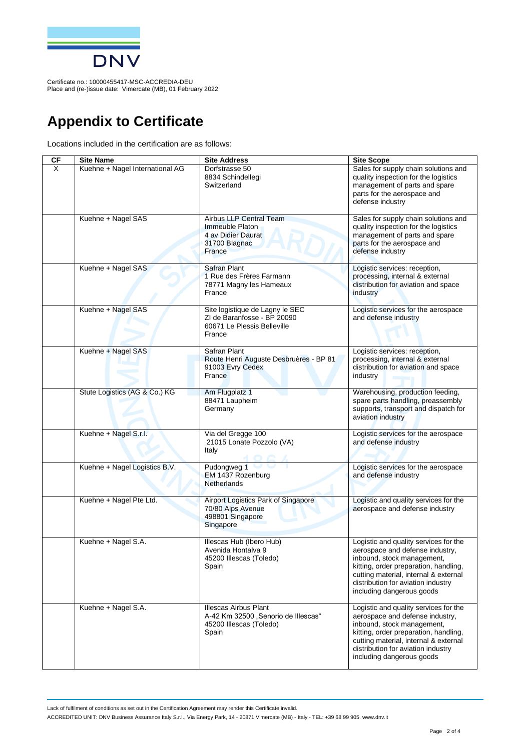Certificate no.: 10000455417-MSC-ACCREDIA-DEU
Place and (re-)issue date: Vimercate (MB), 01 February 2022

# Appendix to Certificate

Locations included in the certification are as follows:

| CF | Site Name | Site Address | Site Scope |
|---|---|---|---|
| X | Kuehne + Nagel International AG | Dorfstrasse 50<br>8834 Schindellegi<br>Switzerland | Sales for supply chain solutions and quality inspection for the logistics management of parts and spare parts for the aerospace and defense industry |
| | Kuehne + Nagel SAS | Airbus LLP Central Team<br>Immeuble Platon<br>4 av Didier Daurat<br>31700 Blagnac<br>France | Sales for supply chain solutions and quality inspection for the logistics management of parts and spare parts for the aerospace and defense industry |
| | Kuehne + Nagel SAS | Safran Plant<br>1 Rue des Frères Farmann<br>78771 Magny les Hameaux<br>France | Logistic services: reception, processing, internal & external distribution for aviation and space industry |
| | Kuehne + Nagel SAS | Site logistique de Lagny le SEC<br>ZI de Baranfosse - BP 20090<br>60671 Le Plessis Belleville<br>France | Logistic services for the aerospace and defense industry |
| | Kuehne + Nagel SAS | Safran Plant<br>Route Henri Auguste Desbruères - BP 81<br>91003 Evry Cedex<br>France | Logistic services: reception, processing, internal & external distribution for aviation and space industry |
| | Stute Logistics (AG & Co.) KG | Am Flugplatz 1<br>88471 Laupheim<br>Germany | Warehousing, production feeding, spare parts handling, preassembly supports, transport and dispatch for aviation industry |
| | Kuehne + Nagel S.r.l. | Via del Gregge 100<br>21015 Lonate Pozzolo (VA)<br>Italy | Logistic services for the aerospace and defense industry |
| | Kuehne + Nagel Logistics B.V. | Pudongweg 1<br>EM 1437 Rozenburg<br>Netherlands | Logistic services for the aerospace and defense industry |
| | Kuehne + Nagel Pte Ltd. | Airport Logistics Park of Singapore<br>70/80 Alps Avenue<br>498801 Singapore<br>Singapore | Logistic and quality services for the aerospace and defense industry |
| | Kuehne + Nagel S.A. | Illescas Hub (Ibero Hub)<br>Avenida Hontalva 9<br>45200 Illescas (Toledo)<br>Spain | Logistic and quality services for the aerospace and defense industry, inbound, stock management, kitting, order preparation, handling, cutting material, internal & external distribution for aviation industry including dangerous goods |
| | Kuehne + Nagel S.A. | Illescas Airbus Plant<br>A-42 Km 32500 „Senorio de Illescas"<br>45200 Illescas (Toledo)<br>Spain | Logistic and quality services for the aerospace and defense industry, inbound, stock management, kitting, order preparation, handling, cutting material, internal & external distribution for aviation industry including dangerous goods |

Lack of fulfilment of conditions as set out in the Certification Agreement may render this Certificate invalid.

ACCREDITED UNIT: DNV Business Assurance Italy S.r.l., Via Energy Park, 14 - 20871 Vimercate (MB) - Italy - TEL: +39 68 99 905. www.dnv.it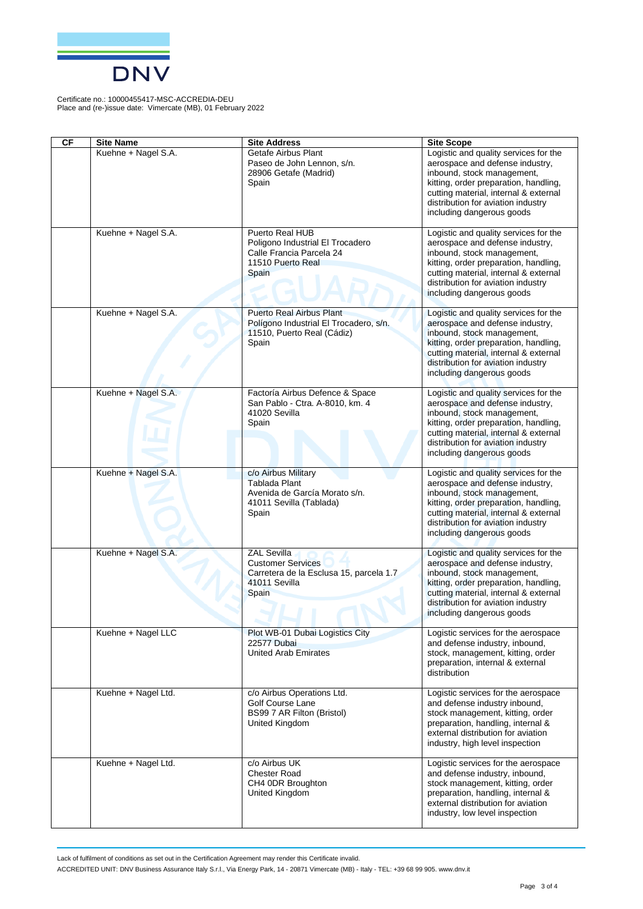Certificate no.: 10000455417-MSC-ACCREDIA-DEU
Place and (re-)issue date: Vimercate (MB), 01 February 2022

| CF | Site Name | Site Address | Site Scope |
|---|---|---|---|
| | Kuehne + Nagel S.A. | Getafe Airbus Plant<br>Paseo de John Lennon, s/n.<br>28906 Getafe (Madrid)<br>Spain | Logistic and quality services for the aerospace and defense industry, inbound, stock management, kitting, order preparation, handling, cutting material, internal & external distribution for aviation industry including dangerous goods |
| | Kuehne + Nagel S.A. | Puerto Real HUB<br>Poligono Industrial El Trocadero<br>Calle Francia Parcela 24<br>11510 Puerto Real<br>Spain | Logistic and quality services for the aerospace and defense industry, inbound, stock management, kitting, order preparation, handling, cutting material, internal & external distribution for aviation industry including dangerous goods |
| | Kuehne + Nagel S.A. | Puerto Real Airbus Plant<br>Polígono Industrial El Trocadero, s/n.<br>11510, Puerto Real (Cádiz)<br>Spain | Logistic and quality services for the aerospace and defense industry, inbound, stock management, kitting, order preparation, handling, cutting material, internal & external distribution for aviation industry including dangerous goods |
| | Kuehne + Nagel S.A. | Factoría Airbus Defence & Space<br>San Pablo - Ctra. A-8010, km. 4<br>41020 Sevilla<br>Spain | Logistic and quality services for the aerospace and defense industry, inbound, stock management, kitting, order preparation, handling, cutting material, internal & external distribution for aviation industry including dangerous goods |
| | Kuehne + Nagel S.A. | c/o Airbus Military<br>Tablada Plant<br>Avenida de García Morato s/n.<br>41011 Sevilla (Tablada)<br>Spain | Logistic and quality services for the aerospace and defense industry, inbound, stock management, kitting, order preparation, handling, cutting material, internal & external distribution for aviation industry including dangerous goods |
| | Kuehne + Nagel S.A. | ZAL Sevilla<br>Customer Services<br>Carretera de la Esclusa 15, parcela 1.7<br>41011 Sevilla<br>Spain | Logistic and quality services for the aerospace and defense industry, inbound, stock management, kitting, order preparation, handling, cutting material, internal & external distribution for aviation industry including dangerous goods |
| | Kuehne + Nagel LLC | Plot WB-01 Dubai Logistics City<br>22577 Dubai<br>United Arab Emirates | Logistic services for the aerospace and defense industry, inbound, stock, management, kitting, order preparation, internal & external distribution |
| | Kuehne + Nagel Ltd. | c/o Airbus Operations Ltd.<br>Golf Course Lane<br>BS99 7 AR Filton (Bristol)<br>United Kingdom | Logistic services for the aerospace and defense industry inbound, stock management, kitting, order preparation, handling, internal & external distribution for aviation industry, high level inspection |
| | Kuehne + Nagel Ltd. | c/o Airbus UK<br>Chester Road<br>CH4 0DR Broughton<br>United Kingdom | Logistic services for the aerospace and defense industry, inbound, stock management, kitting, order preparation, handling, internal & external distribution for aviation industry, low level inspection |

Lack of fulfilment of conditions as set out in the Certification Agreement may render this Certificate invalid.

ACCREDITED UNIT: DNV Business Assurance Italy S.r.l., Via Energy Park, 14 - 20871 Vimercate (MB) - Italy - TEL: +39 68 99 905. www.dnv.it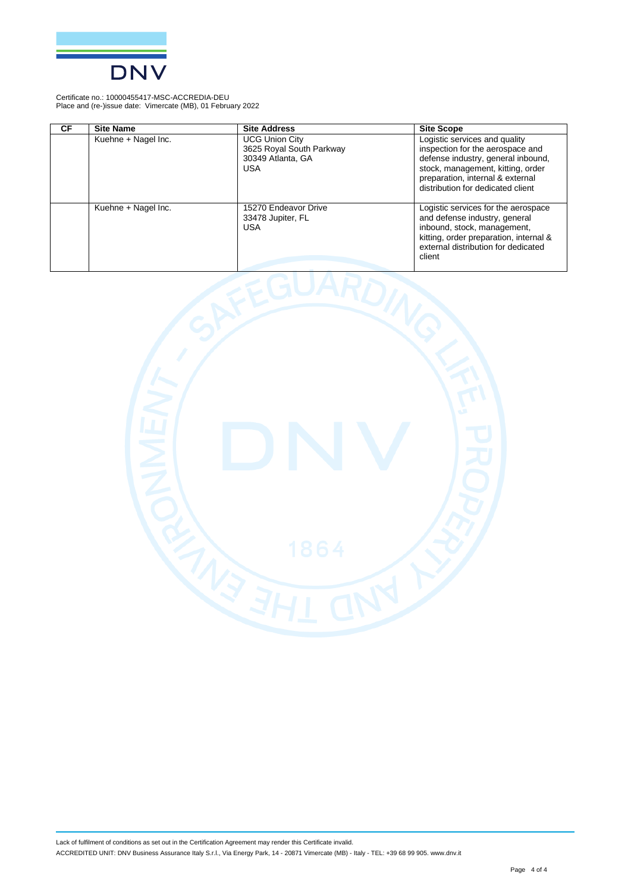DNV

Certificate no.: 10000455417-MSC-ACCREDIA-DEU
Place and (re-)issue date: Vimercate (MB), 01 February 2022

| CF | Site Name | Site Address | Site Scope |
|---|---|---|---|
| | Kuehne + Nagel Inc. | UCG Union City<br>3625 Royal South Parkway<br>30349 Atlanta, GA<br>USA | Logistic services and quality inspection for the aerospace and defense industry, general inbound, stock, management, kitting, order preparation, internal & external distribution for dedicated client |
| | Kuehne + Nagel Inc. | 15270 Endeavor Drive<br>33478 Jupiter, FL<br>USA | Logistic services for the aerospace and defense industry, general inbound, stock, management, kitting, order preparation, internal & external distribution for dedicated client |

Lack of fulfilment of conditions as set out in the Certification Agreement may render this Certificate invalid.

ACCREDITED UNIT: DNV Business Assurance Italy S.r.l., Via Energy Park, 14 - 20871 Vimercate (MB) - Italy - TEL: +39 68 99 905. www.dnv.it